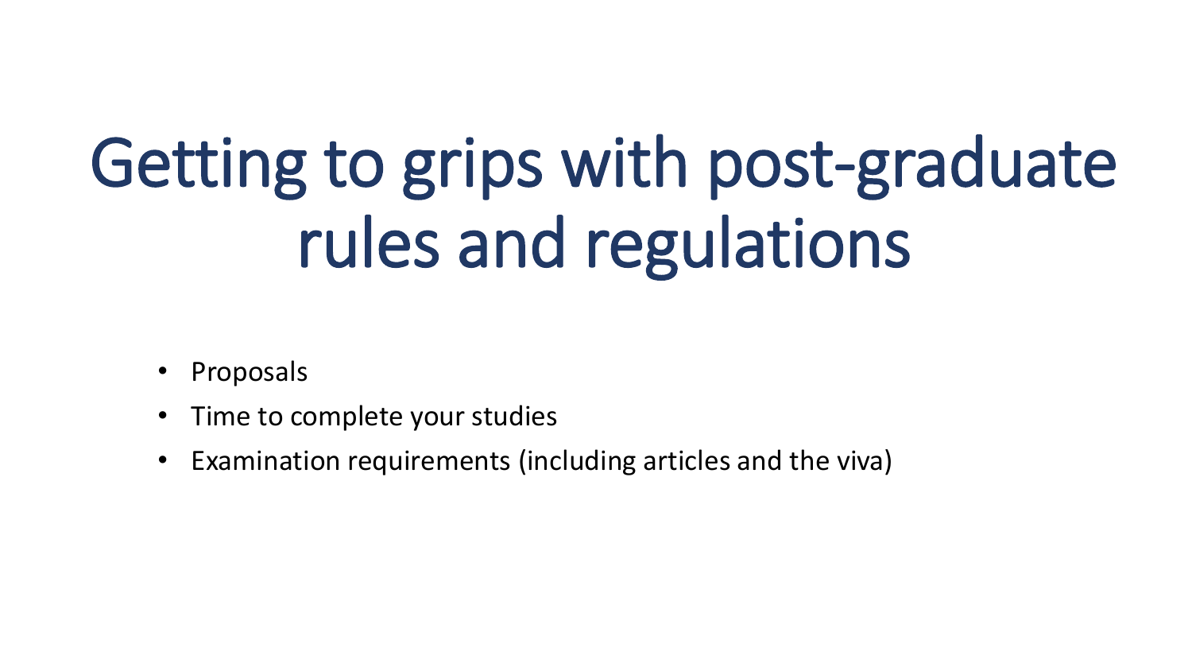# Getting to grips with post-graduate rules and regulations

- Proposals
- Time to complete your studies
- Examination requirements (including articles and the viva)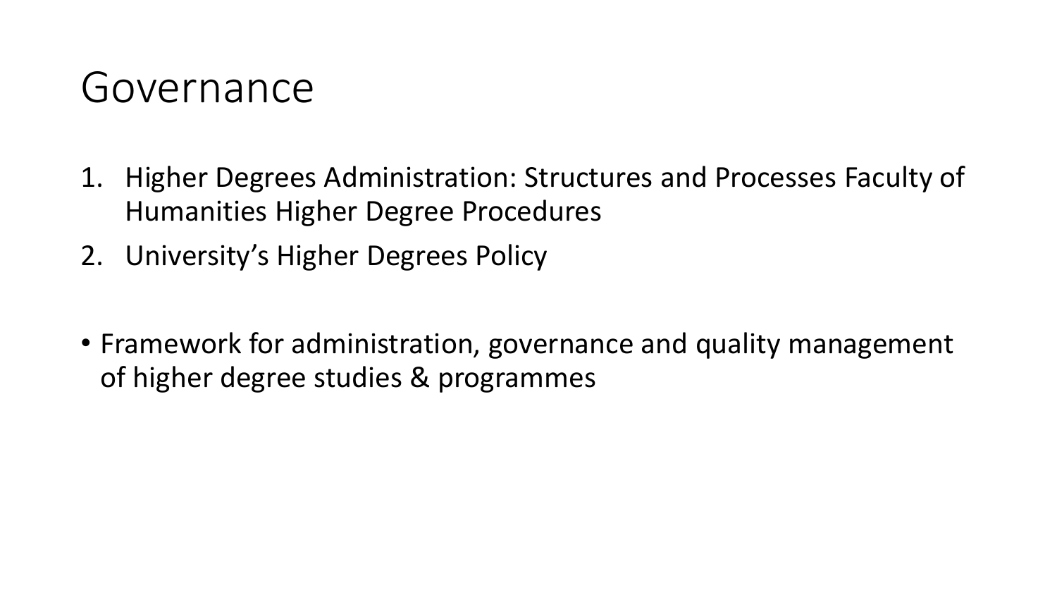# Governance

1. Higher Degrees Administration: Structures and Processes Faculty of Humanities Higher Degree Procedures
2. University's Higher Degrees Policy

- Framework for administration, governance and quality management of higher degree studies & programmes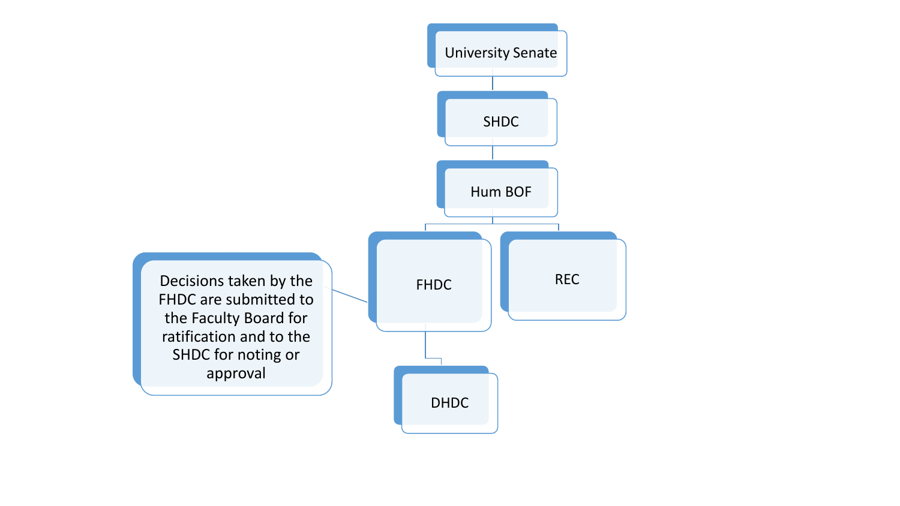University Senate

SHDC

Hum BOF

FHDC

REC

DHDC

Decisions taken by the FHDC are submitted to the Faculty Board for ratification and to the SHDC for noting or approval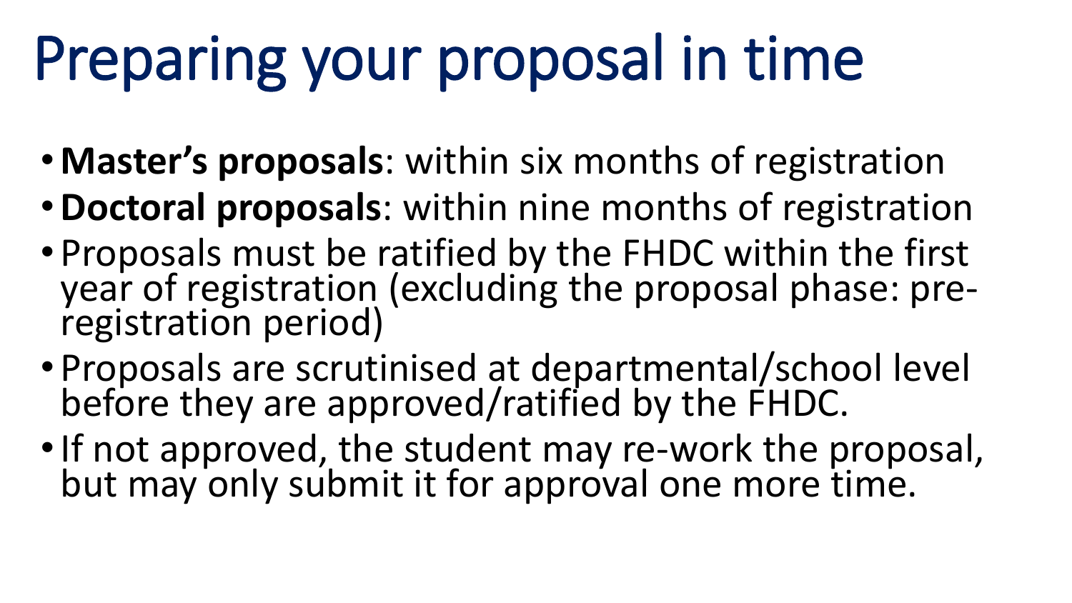# Preparing your proposal in time

- **Master's proposals**: within six months of registration
- **Doctoral proposals**: within nine months of registration
- Proposals must be ratified by the FHDC within the first year of registration (excluding the proposal phase: pre-registration period)
- Proposals are scrutinised at departmental/school level before they are approved/ratified by the FHDC.
- If not approved, the student may re-work the proposal, but may only submit it for approval one more time.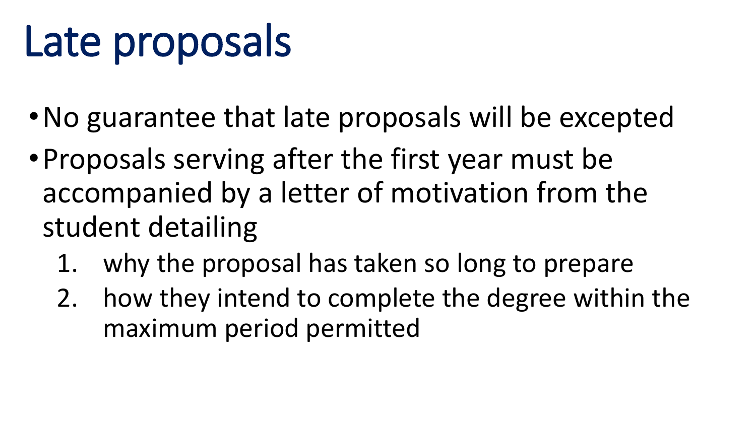# Late proposals

- No guarantee that late proposals will be excepted
- Proposals serving after the first year must be accompanied by a letter of motivation from the student detailing
  1. why the proposal has taken so long to prepare
  2. how they intend to complete the degree within the maximum period permitted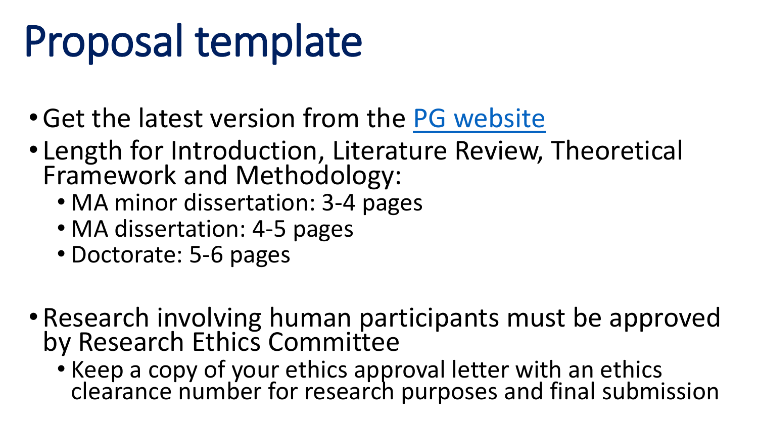# Proposal template

- Get the latest version from the PG website
- Length for Introduction, Literature Review, Theoretical Framework and Methodology:
  - MA minor dissertation: 3-4 pages
  - MA dissertation: 4-5 pages
  - Doctorate: 5-6 pages
- Research involving human participants must be approved by Research Ethics Committee
  - Keep a copy of your ethics approval letter with an ethics clearance number for research purposes and final submission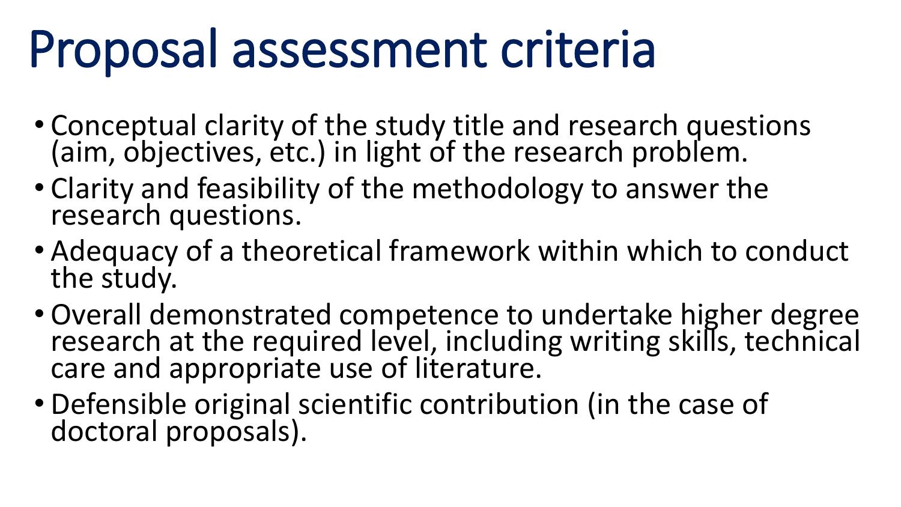# Proposal assessment criteria

- Conceptual clarity of the study title and research questions (aim, objectives, etc.) in light of the research problem.
- Clarity and feasibility of the methodology to answer the research questions.
- Adequacy of a theoretical framework within which to conduct the study.
- Overall demonstrated competence to undertake higher degree research at the required level, including writing skills, technical care and appropriate use of literature.
- Defensible original scientific contribution (in the case of doctoral proposals).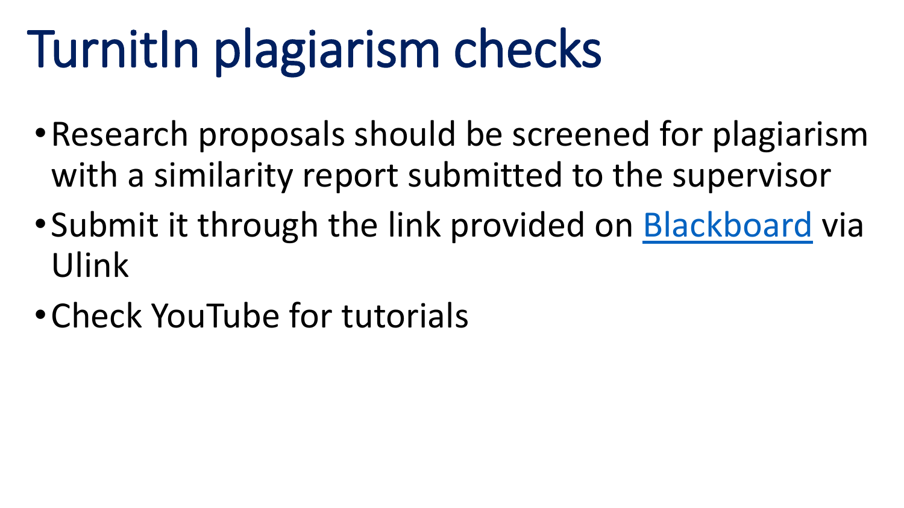# TurnitIn plagiarism checks

- Research proposals should be screened for plagiarism with a similarity report submitted to the supervisor
- Submit it through the link provided on Blackboard via Ulink
- Check YouTube for tutorials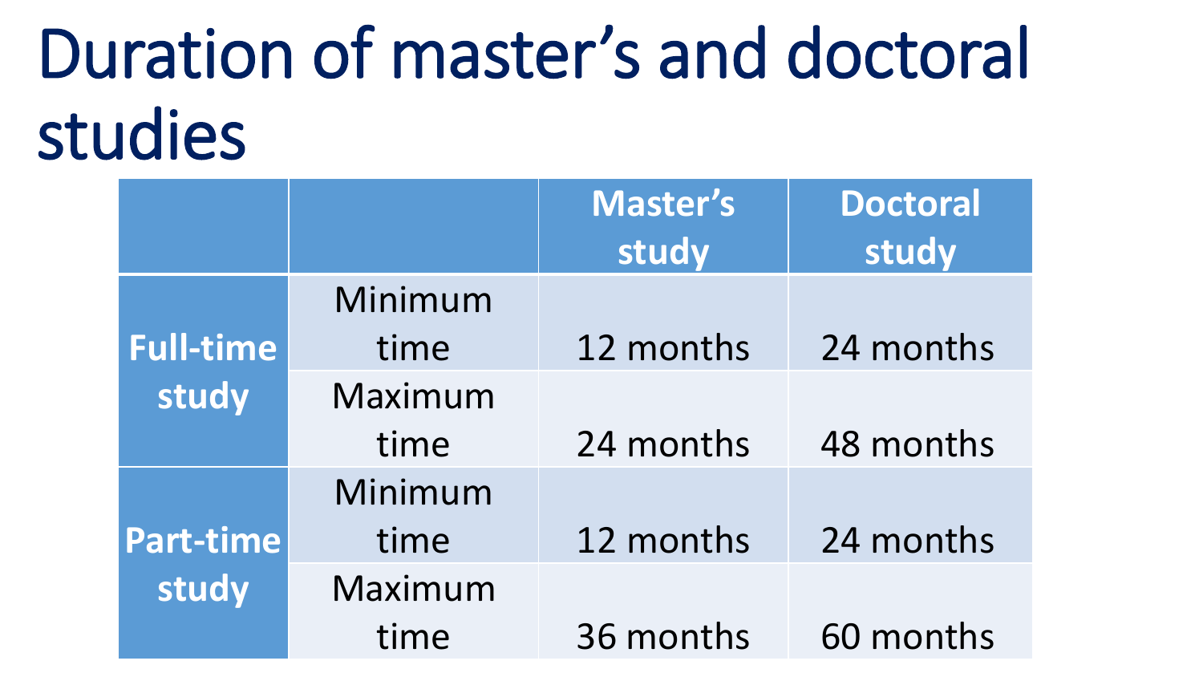# Duration of master's and doctoral studies

| | | Master's study | Doctoral study |
|---|---|---|---|
| **Full-time study** | Minimum time | 12 months | 24 months |
| | Maximum time | 24 months | 48 months |
| **Part-time study** | Minimum time | 12 months | 24 months |
| | Maximum time | 36 months | 60 months |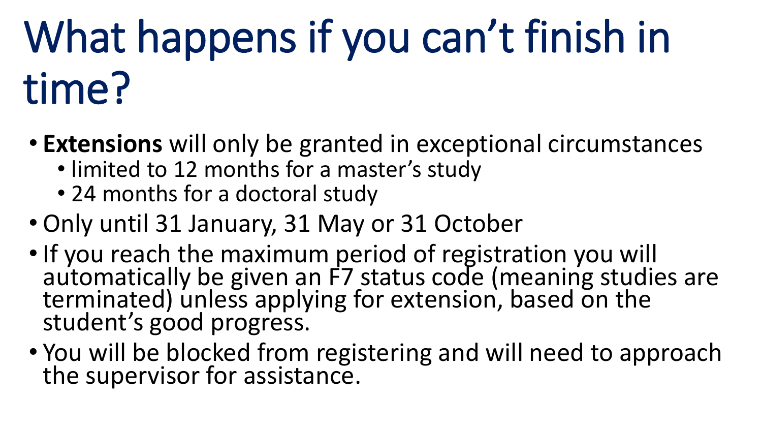# What happens if you can’t finish in time?

- **Extensions** will only be granted in exceptional circumstances
  - limited to 12 months for a master’s study
  - 24 months for a doctoral study
- Only until 31 January, 31 May or 31 October
- If you reach the maximum period of registration you will automatically be given an F7 status code (meaning studies are terminated) unless applying for extension, based on the student’s good progress.
- You will be blocked from registering and will need to approach the supervisor for assistance.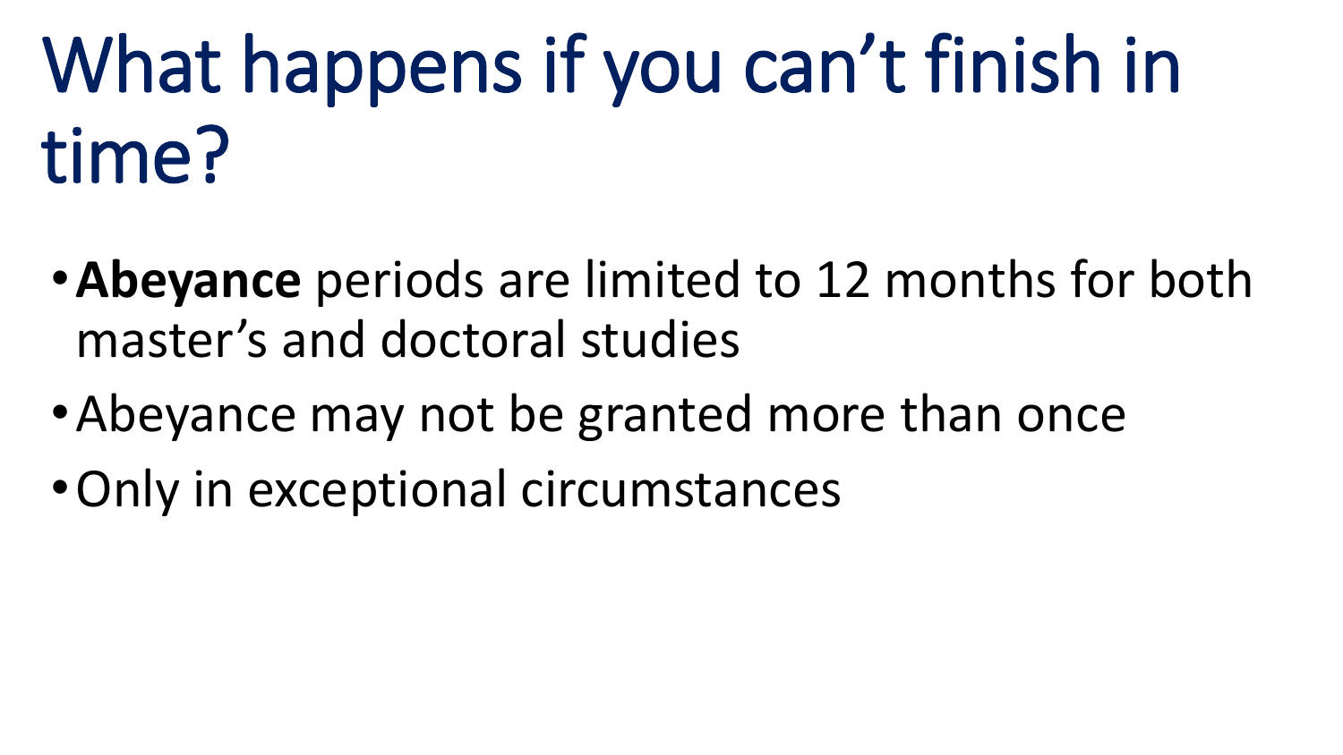# What happens if you can’t finish in time?

- **Abeyance** periods are limited to 12 months for both master’s and doctoral studies
- Abeyance may not be granted more than once
- Only in exceptional circumstances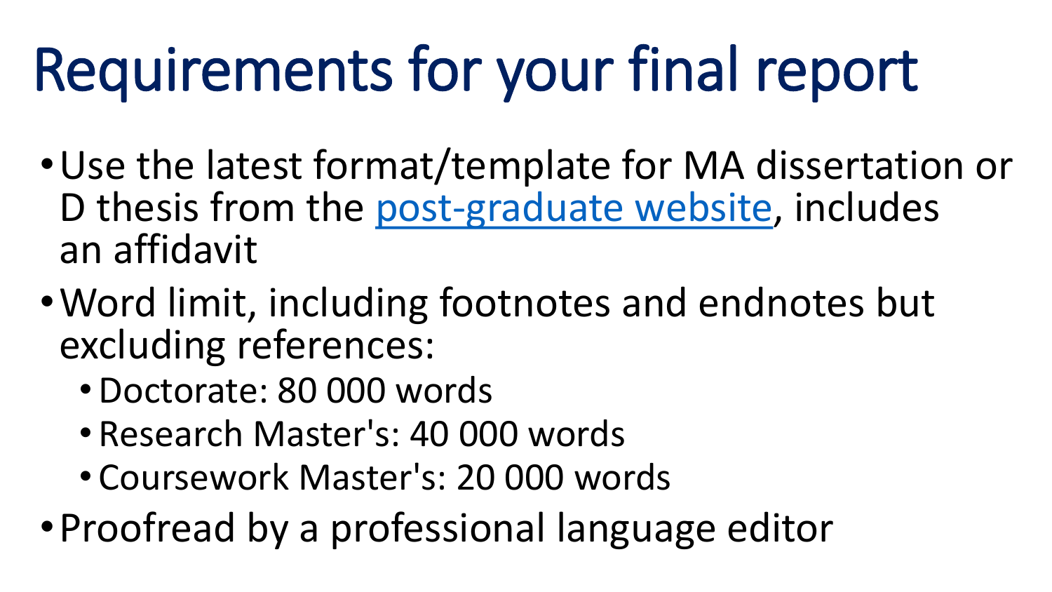# Requirements for your final report

- Use the latest format/template for MA dissertation or D thesis from the post-graduate website, includes an affidavit
- Word limit, including footnotes and endnotes but excluding references:
  - Doctorate: 80 000 words
  - Research Master's: 40 000 words
  - Coursework Master's: 20 000 words
- Proofread by a professional language editor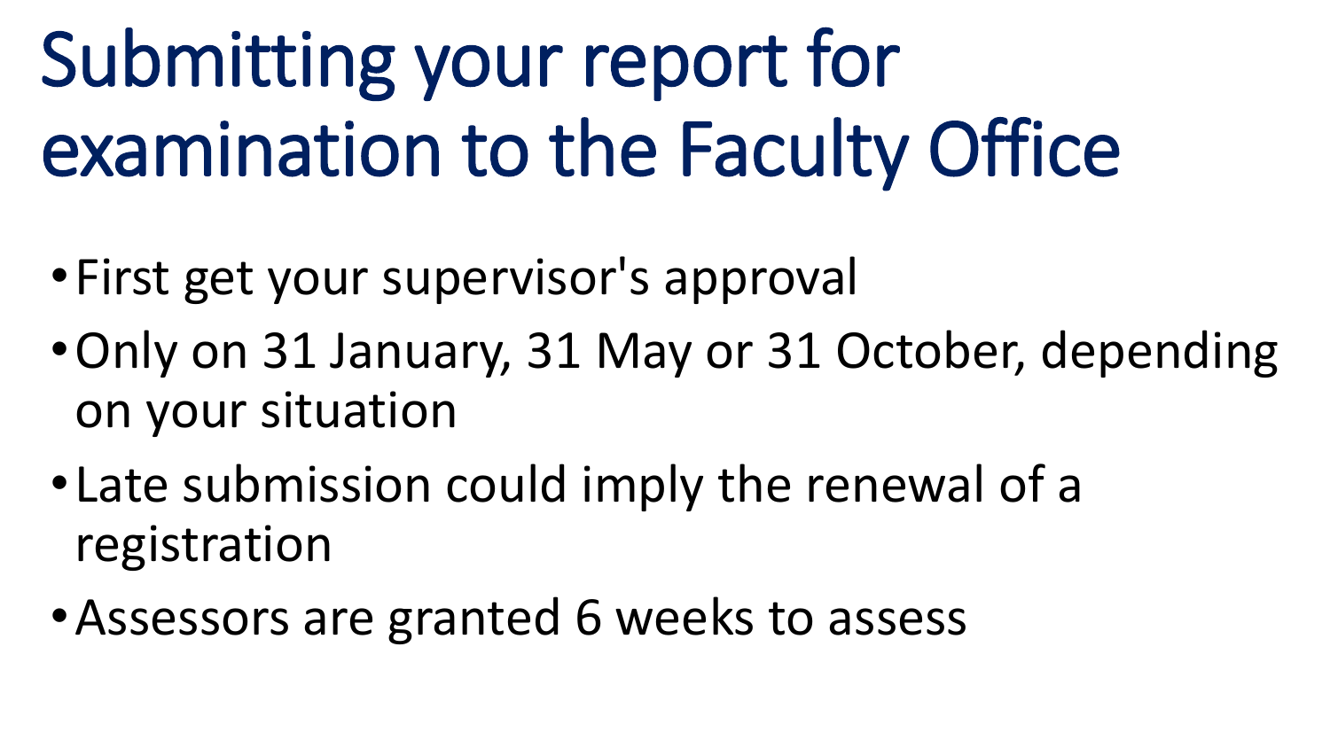# Submitting your report for examination to the Faculty Office

- First get your supervisor's approval
- Only on 31 January, 31 May or 31 October, depending on your situation
- Late submission could imply the renewal of a registration
- Assessors are granted 6 weeks to assess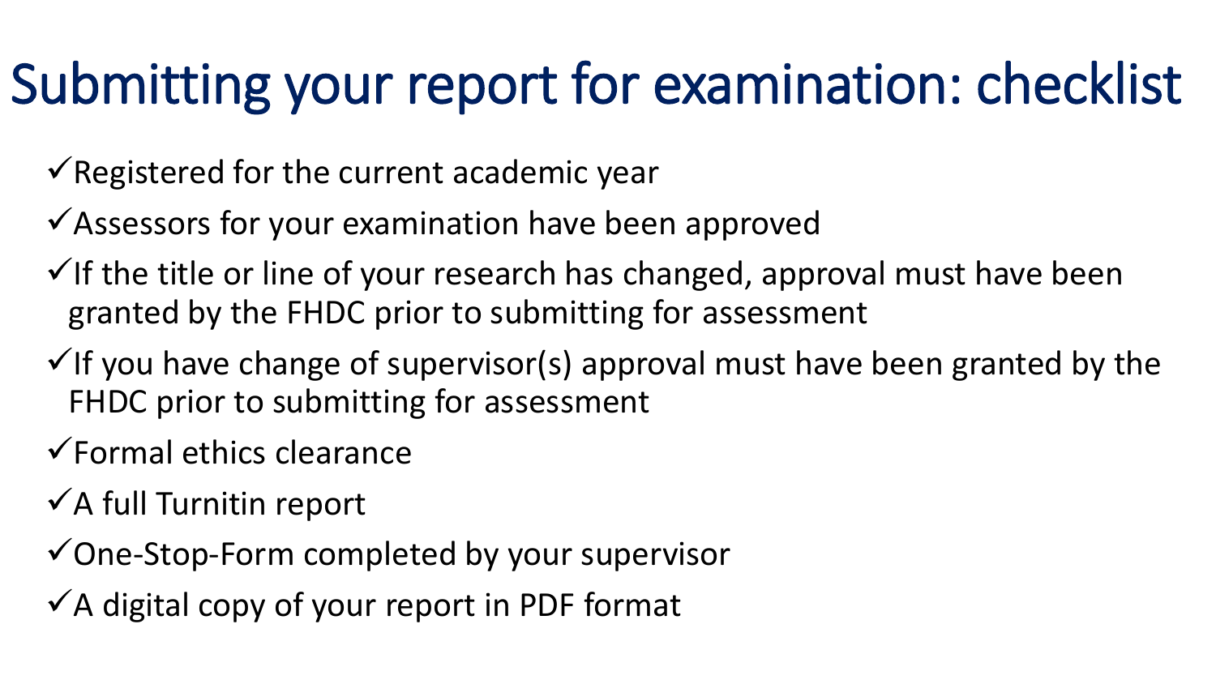# Submitting your report for examination: checklist

- ✓Registered for the current academic year
- ✓Assessors for your examination have been approved
- ✓If the title or line of your research has changed, approval must have been granted by the FHDC prior to submitting for assessment
- ✓If you have change of supervisor(s) approval must have been granted by the FHDC prior to submitting for assessment
- ✓Formal ethics clearance
- ✓A full Turnitin report
- ✓One-Stop-Form completed by your supervisor
- ✓A digital copy of your report in PDF format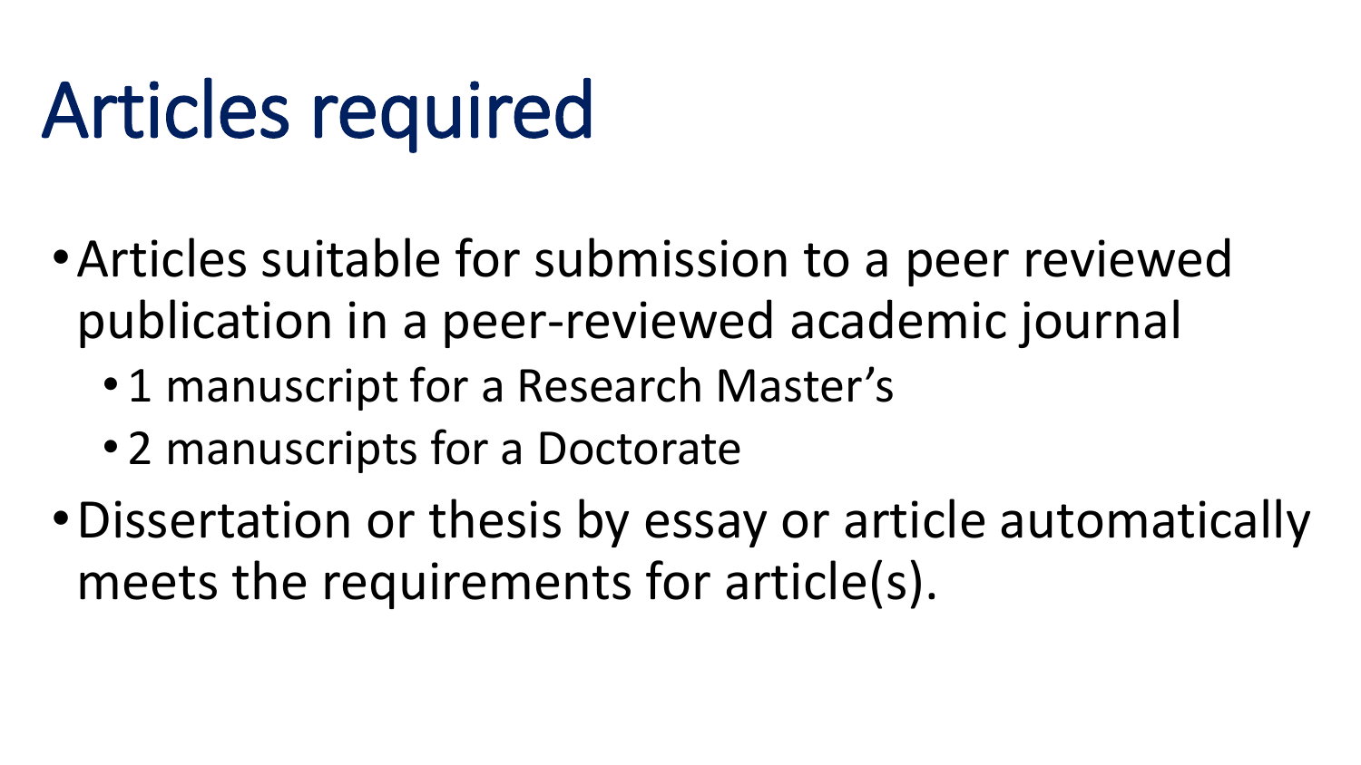# Articles required

- Articles suitable for submission to a peer reviewed publication in a peer-reviewed academic journal
  - 1 manuscript for a Research Master's
  - 2 manuscripts for a Doctorate
- Dissertation or thesis by essay or article automatically meets the requirements for article(s).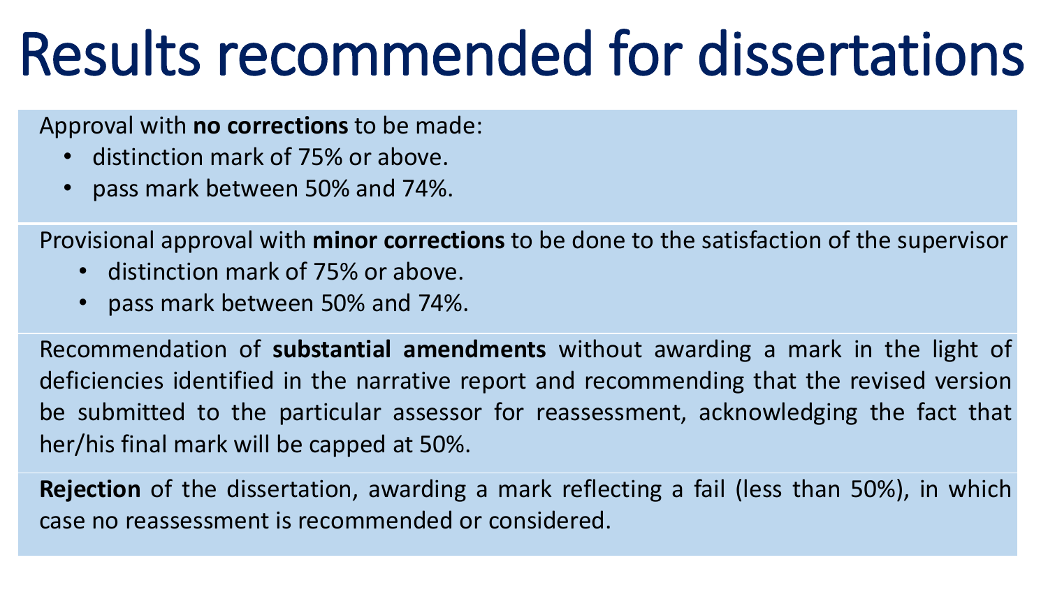# Results recommended for dissertations

Approval with **no corrections** to be made:

- distinction mark of 75% or above.
- pass mark between 50% and 74%.

Provisional approval with **minor corrections** to be done to the satisfaction of the supervisor

- distinction mark of 75% or above.
- pass mark between 50% and 74%.

Recommendation of **substantial amendments** without awarding a mark in the light of deficiencies identified in the narrative report and recommending that the revised version be submitted to the particular assessor for reassessment, acknowledging the fact that her/his final mark will be capped at 50%.

**Rejection** of the dissertation, awarding a mark reflecting a fail (less than 50%), in which case no reassessment is recommended or considered.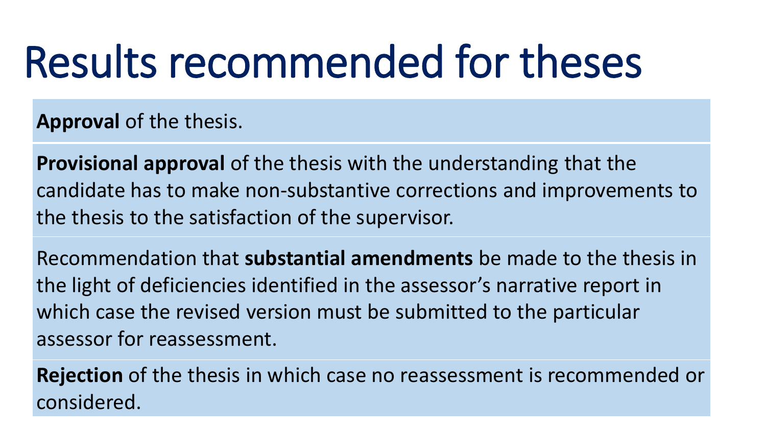# Results recommended for theses

**Approval** of the thesis.

**Provisional approval** of the thesis with the understanding that the candidate has to make non-substantive corrections and improvements to the thesis to the satisfaction of the supervisor.

Recommendation that **substantial amendments** be made to the thesis in the light of deficiencies identified in the assessor's narrative report in which case the revised version must be submitted to the particular assessor for reassessment.

**Rejection** of the thesis in which case no reassessment is recommended or considered.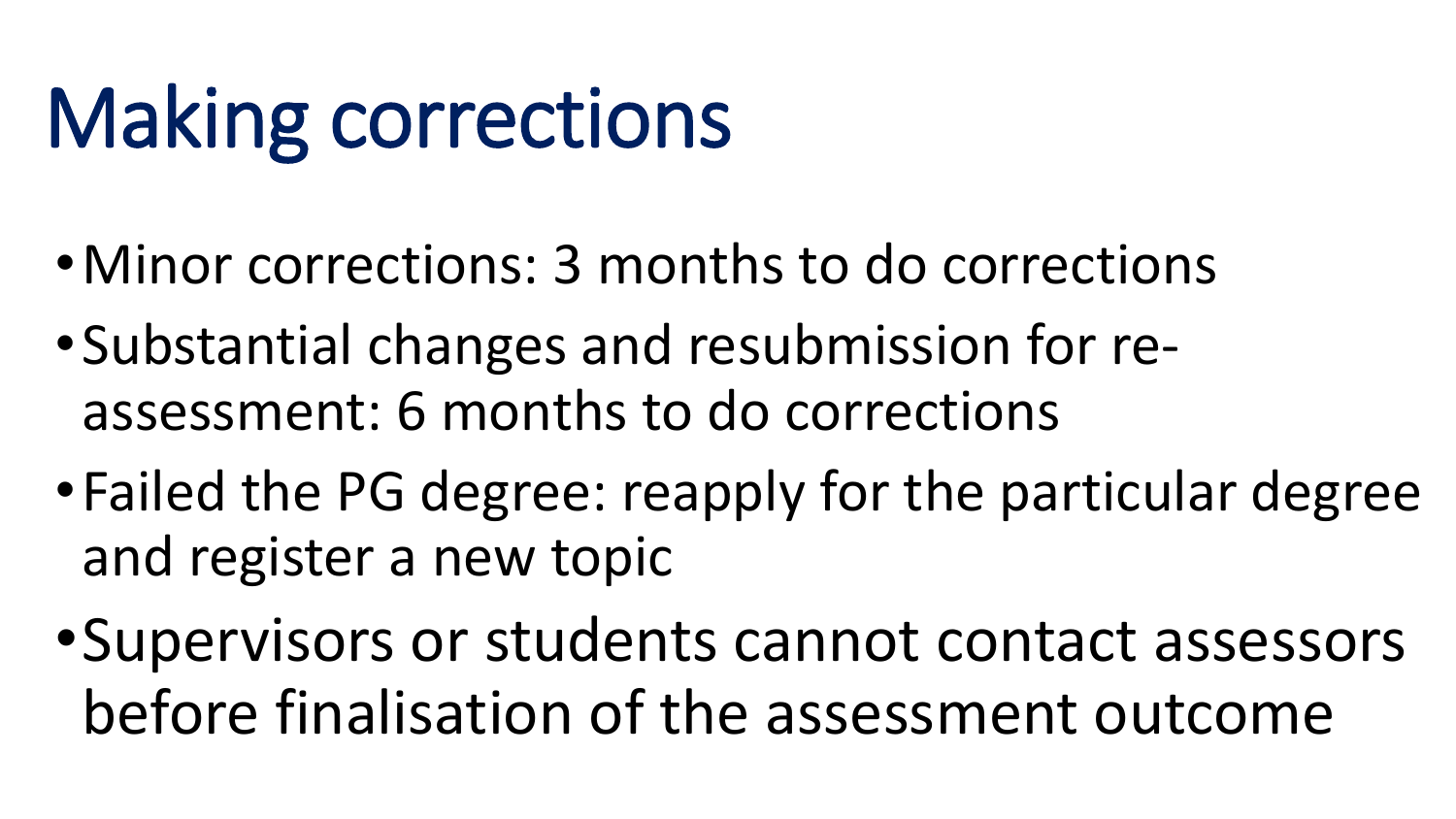# Making corrections

- Minor corrections: 3 months to do corrections
- Substantial changes and resubmission for re-assessment: 6 months to do corrections
- Failed the PG degree: reapply for the particular degree and register a new topic
- Supervisors or students cannot contact assessors before finalisation of the assessment outcome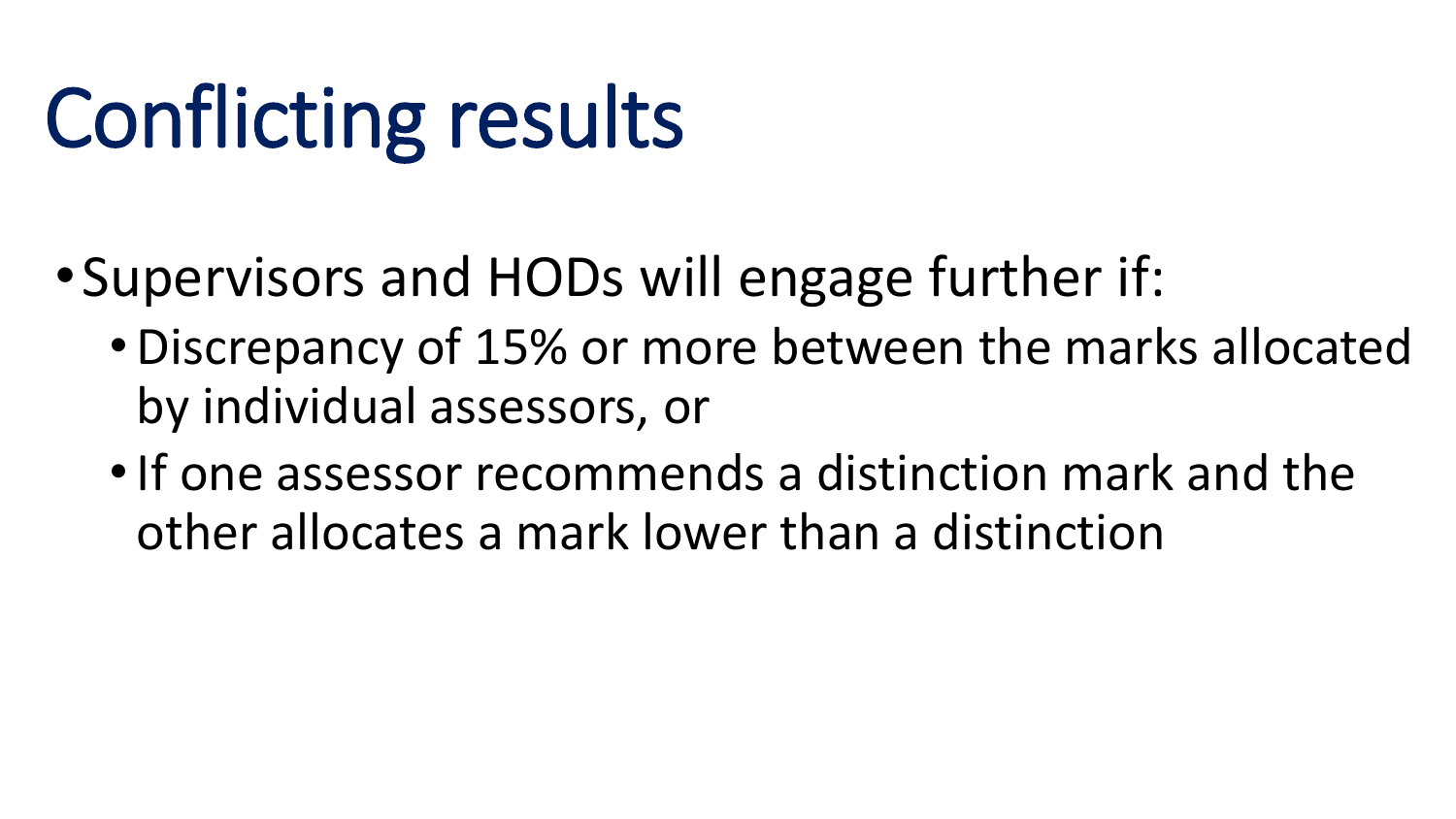# Conflicting results

- Supervisors and HODs will engage further if:
  - Discrepancy of 15% or more between the marks allocated by individual assessors, or
  - If one assessor recommends a distinction mark and the other allocates a mark lower than a distinction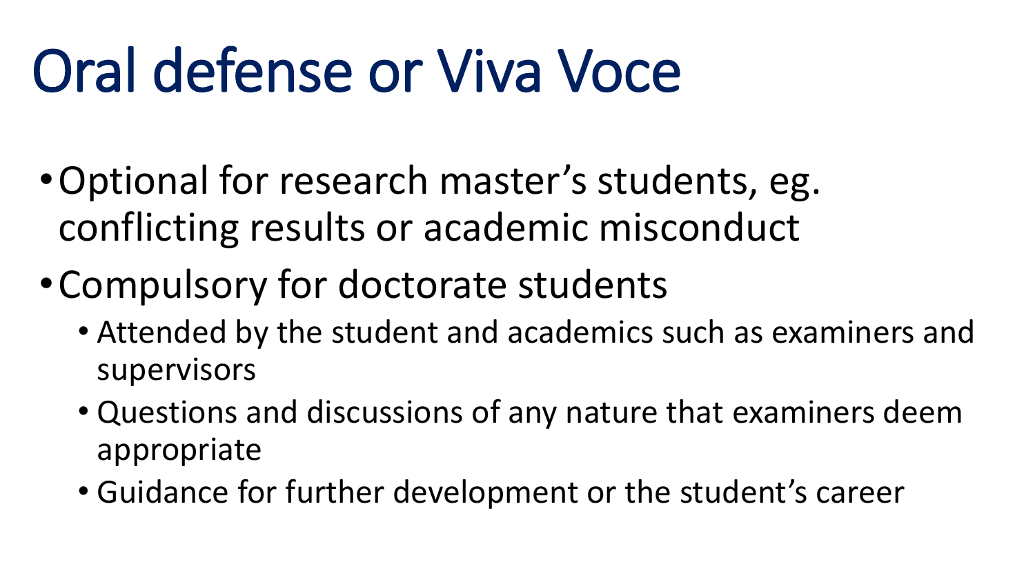# Oral defense or Viva Voce

- Optional for research master's students, eg. conflicting results or academic misconduct
- Compulsory for doctorate students
  - Attended by the student and academics such as examiners and supervisors
  - Questions and discussions of any nature that examiners deem appropriate
  - Guidance for further development or the student's career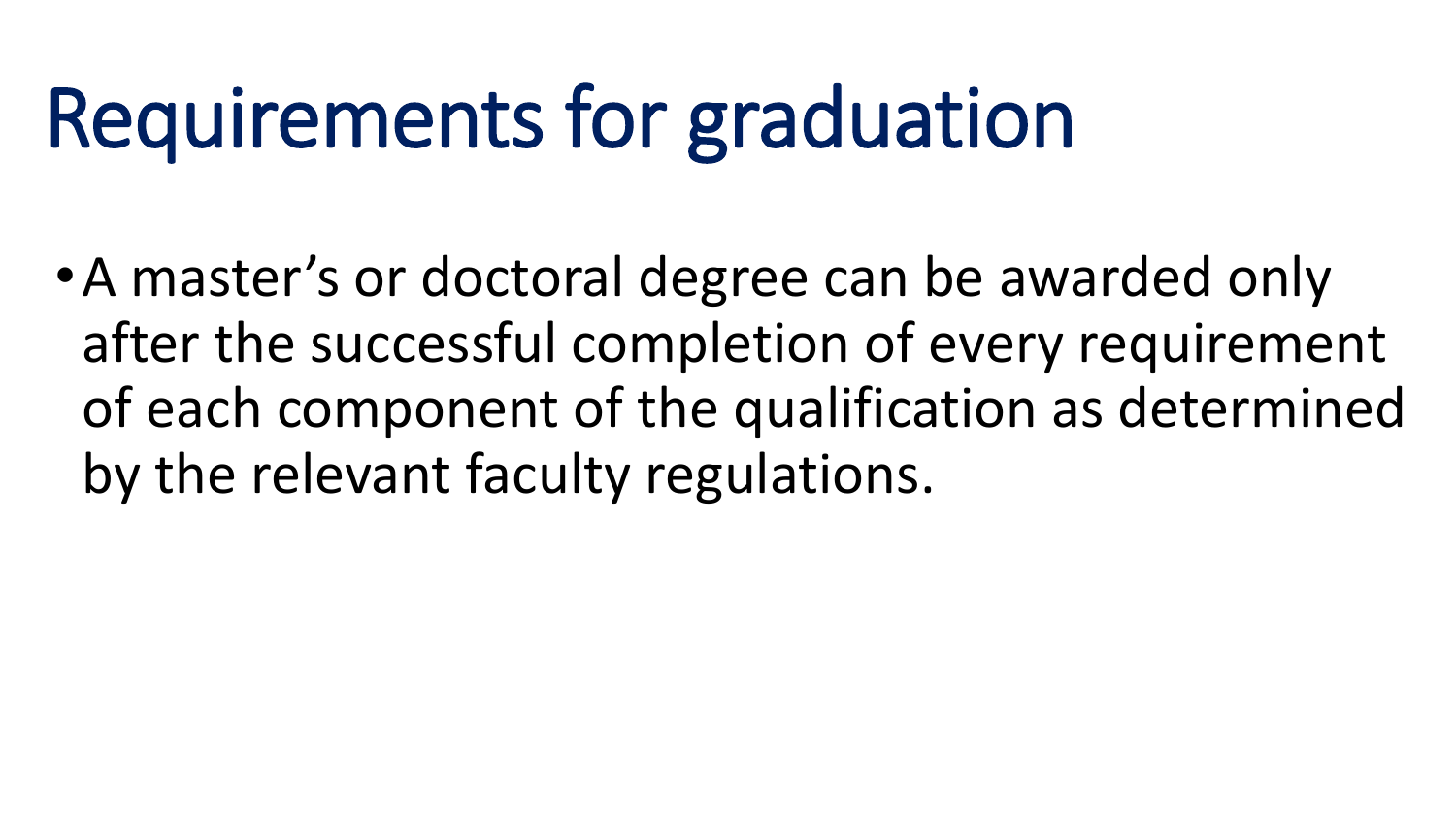# Requirements for graduation

- A master’s or doctoral degree can be awarded only after the successful completion of every requirement of each component of the qualification as determined by the relevant faculty regulations.